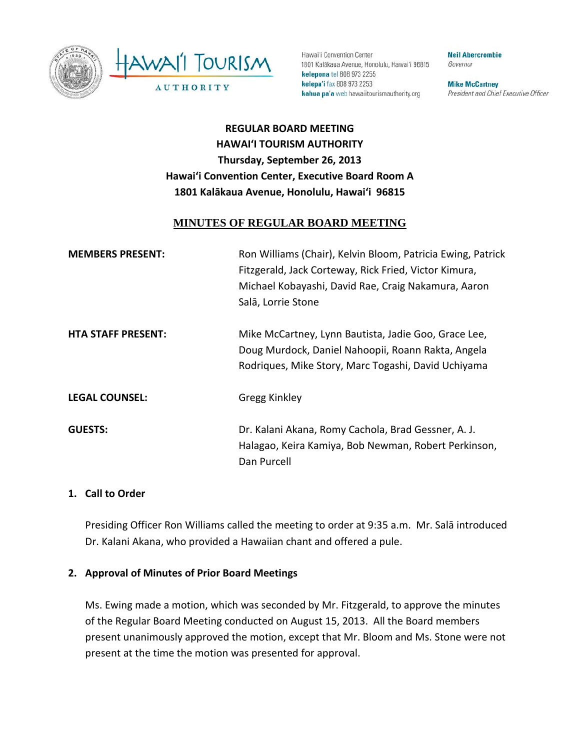Hawai'i Convention Center
1801 Kalākaua Avenue, Honolulu, Hawai'i 96815
**kelepona** tel 808 973 2255
**kelepa'i** fax 808 973 2253
**kahua pa'a** web hawaiitourismauthority.org

**Neil Abercrombie**
*Governor*

**Mike McCartney**
*President and Chief Executive Officer*

**REGULAR BOARD MEETING**
**HAWAI'I TOURISM AUTHORITY**
**Thursday, September 26, 2013**
**Hawai'i Convention Center, Executive Board Room A**
**1801 Kalākaua Avenue, Honolulu, Hawai'i 96815**

# MINUTES OF REGULAR BOARD MEETING

**MEMBERS PRESENT:** Ron Williams (Chair), Kelvin Bloom, Patricia Ewing, Patrick Fitzgerald, Jack Corteway, Rick Fried, Victor Kimura, Michael Kobayashi, David Rae, Craig Nakamura, Aaron Salā, Lorrie Stone

**HTA STAFF PRESENT:** Mike McCartney, Lynn Bautista, Jadie Goo, Grace Lee, Doug Murdock, Daniel Nahoopii, Roann Rakta, Angela Rodriques, Mike Story, Marc Togashi, David Uchiyama

**LEGAL COUNSEL:** Gregg Kinkley

**GUESTS:** Dr. Kalani Akana, Romy Cachola, Brad Gessner, A. J. Halagao, Keira Kamiya, Bob Newman, Robert Perkinson, Dan Purcell

## 1. Call to Order

Presiding Officer Ron Williams called the meeting to order at 9:35 a.m. Mr. Salā introduced Dr. Kalani Akana, who provided a Hawaiian chant and offered a pule.

## 2. Approval of Minutes of Prior Board Meetings

Ms. Ewing made a motion, which was seconded by Mr. Fitzgerald, to approve the minutes of the Regular Board Meeting conducted on August 15, 2013. All the Board members present unanimously approved the motion, except that Mr. Bloom and Ms. Stone were not present at the time the motion was presented for approval.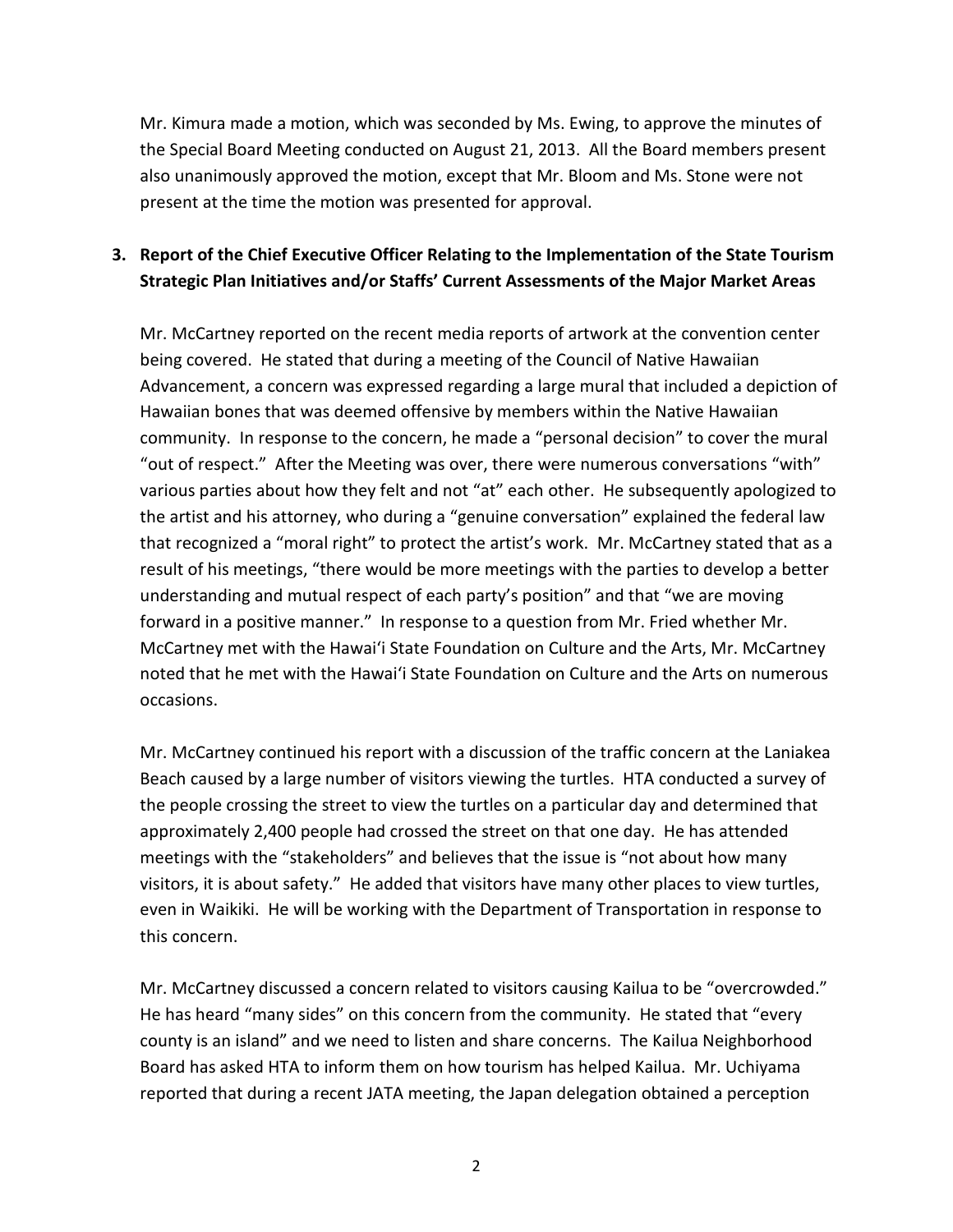Mr. Kimura made a motion, which was seconded by Ms. Ewing, to approve the minutes of the Special Board Meeting conducted on August 21, 2013. All the Board members present also unanimously approved the motion, except that Mr. Bloom and Ms. Stone were not present at the time the motion was presented for approval.

**3. Report of the Chief Executive Officer Relating to the Implementation of the State Tourism Strategic Plan Initiatives and/or Staffs' Current Assessments of the Major Market Areas**

Mr. McCartney reported on the recent media reports of artwork at the convention center being covered. He stated that during a meeting of the Council of Native Hawaiian Advancement, a concern was expressed regarding a large mural that included a depiction of Hawaiian bones that was deemed offensive by members within the Native Hawaiian community. In response to the concern, he made a "personal decision" to cover the mural "out of respect." After the Meeting was over, there were numerous conversations "with" various parties about how they felt and not "at" each other. He subsequently apologized to the artist and his attorney, who during a "genuine conversation" explained the federal law that recognized a "moral right" to protect the artist's work. Mr. McCartney stated that as a result of his meetings, "there would be more meetings with the parties to develop a better understanding and mutual respect of each party's position" and that "we are moving forward in a positive manner." In response to a question from Mr. Fried whether Mr. McCartney met with the Hawai'i State Foundation on Culture and the Arts, Mr. McCartney noted that he met with the Hawai'i State Foundation on Culture and the Arts on numerous occasions.

Mr. McCartney continued his report with a discussion of the traffic concern at the Laniakea Beach caused by a large number of visitors viewing the turtles. HTA conducted a survey of the people crossing the street to view the turtles on a particular day and determined that approximately 2,400 people had crossed the street on that one day. He has attended meetings with the "stakeholders" and believes that the issue is "not about how many visitors, it is about safety." He added that visitors have many other places to view turtles, even in Waikiki. He will be working with the Department of Transportation in response to this concern.

Mr. McCartney discussed a concern related to visitors causing Kailua to be "overcrowded." He has heard "many sides" on this concern from the community. He stated that "every county is an island" and we need to listen and share concerns. The Kailua Neighborhood Board has asked HTA to inform them on how tourism has helped Kailua. Mr. Uchiyama reported that during a recent JATA meeting, the Japan delegation obtained a perception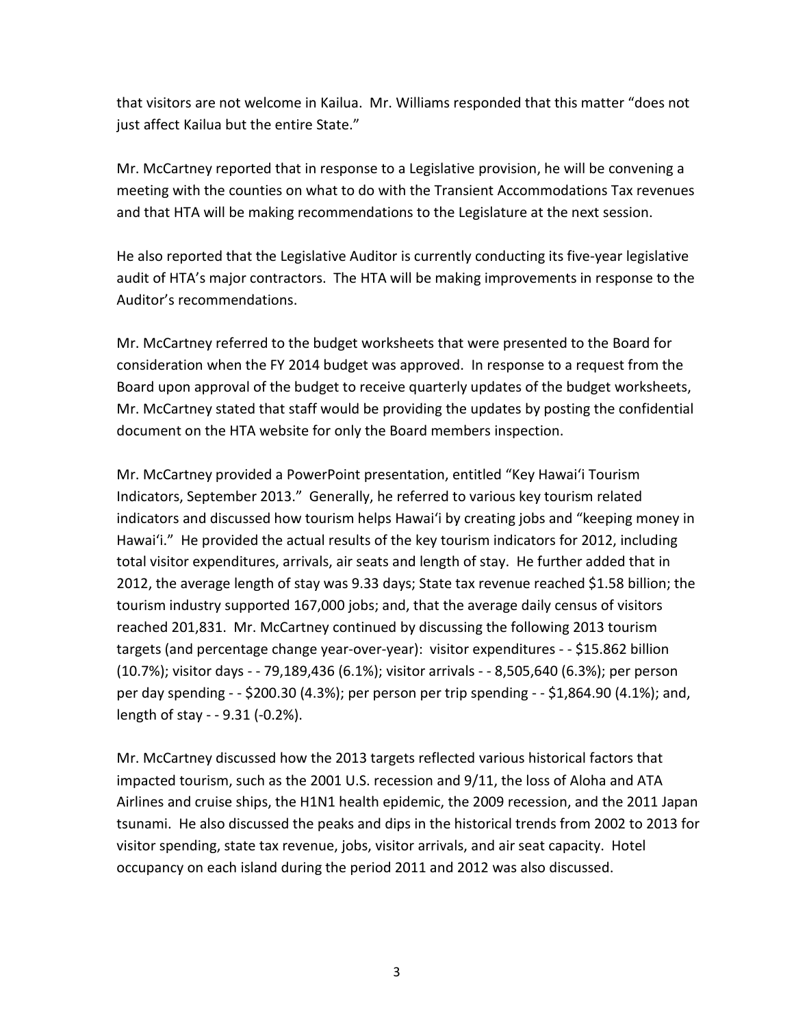that visitors are not welcome in Kailua. Mr. Williams responded that this matter "does not just affect Kailua but the entire State."

Mr. McCartney reported that in response to a Legislative provision, he will be convening a meeting with the counties on what to do with the Transient Accommodations Tax revenues and that HTA will be making recommendations to the Legislature at the next session.

He also reported that the Legislative Auditor is currently conducting its five-year legislative audit of HTA's major contractors. The HTA will be making improvements in response to the Auditor's recommendations.

Mr. McCartney referred to the budget worksheets that were presented to the Board for consideration when the FY 2014 budget was approved. In response to a request from the Board upon approval of the budget to receive quarterly updates of the budget worksheets, Mr. McCartney stated that staff would be providing the updates by posting the confidential document on the HTA website for only the Board members inspection.

Mr. McCartney provided a PowerPoint presentation, entitled "Key Hawai'i Tourism Indicators, September 2013." Generally, he referred to various key tourism related indicators and discussed how tourism helps Hawai'i by creating jobs and "keeping money in Hawai'i." He provided the actual results of the key tourism indicators for 2012, including total visitor expenditures, arrivals, air seats and length of stay. He further added that in 2012, the average length of stay was 9.33 days; State tax revenue reached $1.58 billion; the tourism industry supported 167,000 jobs; and, that the average daily census of visitors reached 201,831. Mr. McCartney continued by discussing the following 2013 tourism targets (and percentage change year-over-year): visitor expenditures - - $15.862 billion (10.7%); visitor days - - 79,189,436 (6.1%); visitor arrivals - - 8,505,640 (6.3%); per person per day spending - - $200.30 (4.3%); per person per trip spending - - $1,864.90 (4.1%); and, length of stay - - 9.31 (-0.2%).

Mr. McCartney discussed how the 2013 targets reflected various historical factors that impacted tourism, such as the 2001 U.S. recession and 9/11, the loss of Aloha and ATA Airlines and cruise ships, the H1N1 health epidemic, the 2009 recession, and the 2011 Japan tsunami. He also discussed the peaks and dips in the historical trends from 2002 to 2013 for visitor spending, state tax revenue, jobs, visitor arrivals, and air seat capacity. Hotel occupancy on each island during the period 2011 and 2012 was also discussed.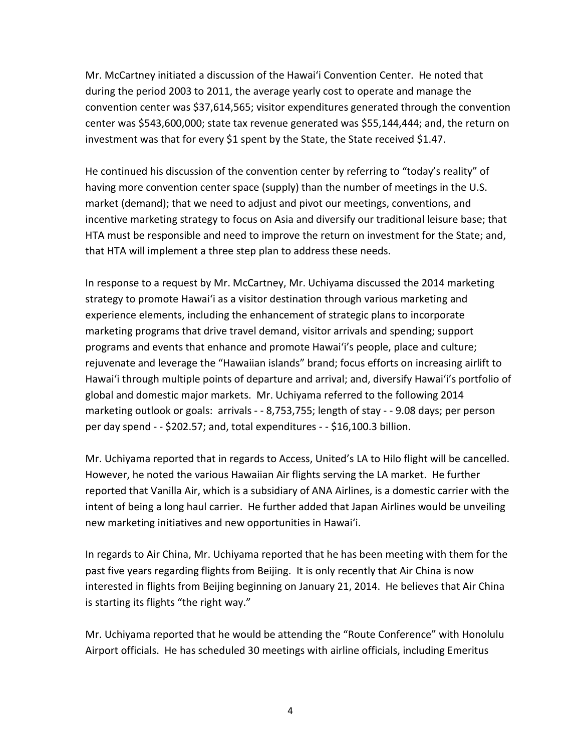Mr. McCartney initiated a discussion of the Hawaiʻi Convention Center. He noted that during the period 2003 to 2011, the average yearly cost to operate and manage the convention center was $37,614,565; visitor expenditures generated through the convention center was $543,600,000; state tax revenue generated was $55,144,444; and, the return on investment was that for every $1 spent by the State, the State received $1.47.

He continued his discussion of the convention center by referring to “today’s reality” of having more convention center space (supply) than the number of meetings in the U.S. market (demand); that we need to adjust and pivot our meetings, conventions, and incentive marketing strategy to focus on Asia and diversify our traditional leisure base; that HTA must be responsible and need to improve the return on investment for the State; and, that HTA will implement a three step plan to address these needs.

In response to a request by Mr. McCartney, Mr. Uchiyama discussed the 2014 marketing strategy to promote Hawaiʻi as a visitor destination through various marketing and experience elements, including the enhancement of strategic plans to incorporate marketing programs that drive travel demand, visitor arrivals and spending; support programs and events that enhance and promote Hawaiʻi’s people, place and culture; rejuvenate and leverage the “Hawaiian islands” brand; focus efforts on increasing airlift to Hawaiʻi through multiple points of departure and arrival; and, diversify Hawaiʻi’s portfolio of global and domestic major markets. Mr. Uchiyama referred to the following 2014 marketing outlook or goals: arrivals - - 8,753,755; length of stay - - 9.08 days; per person per day spend - - $202.57; and, total expenditures - - $16,100.3 billion.

Mr. Uchiyama reported that in regards to Access, United’s LA to Hilo flight will be cancelled. However, he noted the various Hawaiian Air flights serving the LA market. He further reported that Vanilla Air, which is a subsidiary of ANA Airlines, is a domestic carrier with the intent of being a long haul carrier. He further added that Japan Airlines would be unveiling new marketing initiatives and new opportunities in Hawaiʻi.

In regards to Air China, Mr. Uchiyama reported that he has been meeting with them for the past five years regarding flights from Beijing. It is only recently that Air China is now interested in flights from Beijing beginning on January 21, 2014. He believes that Air China is starting its flights “the right way.”

Mr. Uchiyama reported that he would be attending the “Route Conference” with Honolulu Airport officials. He has scheduled 30 meetings with airline officials, including Emeritus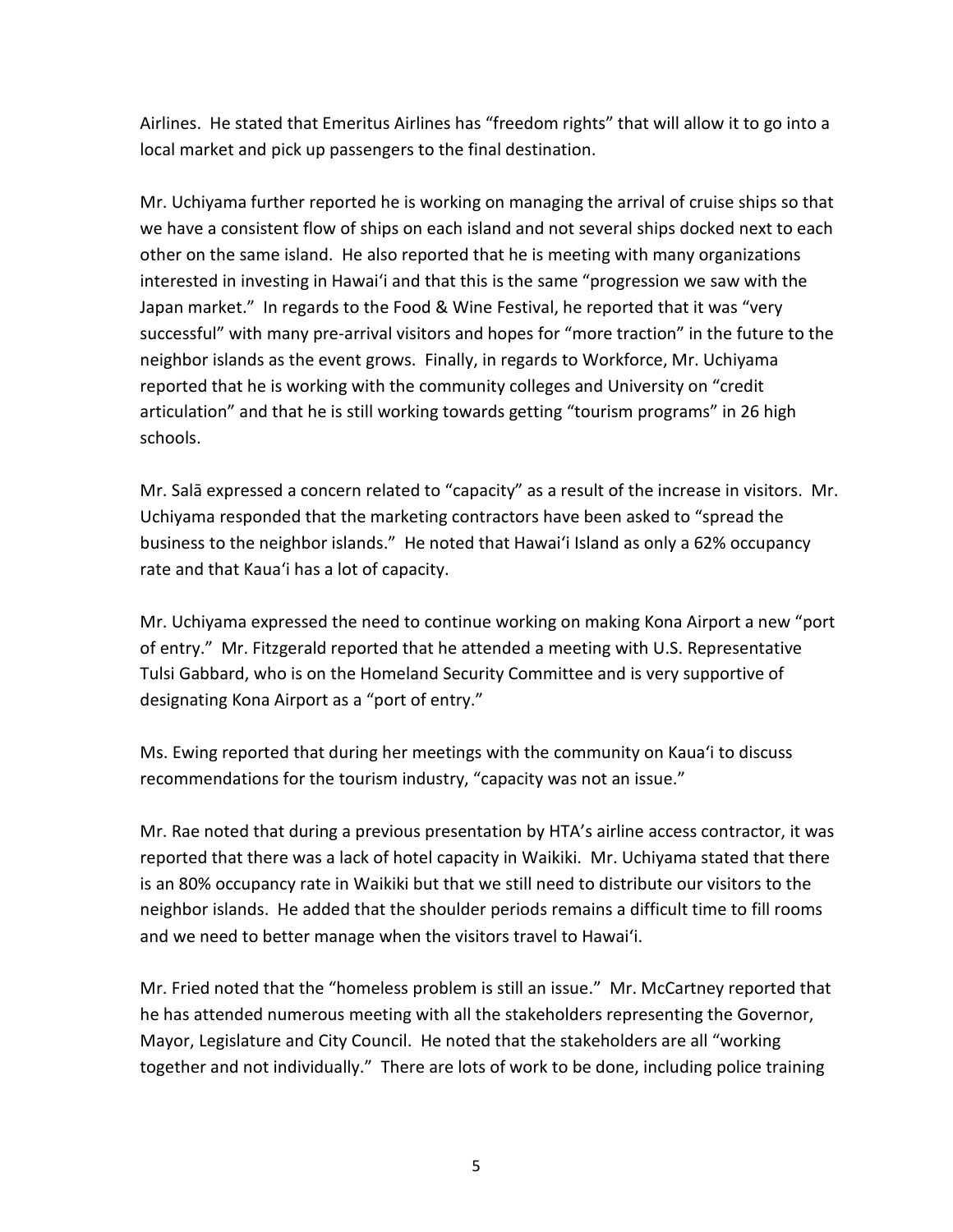Airlines. He stated that Emeritus Airlines has "freedom rights" that will allow it to go into a local market and pick up passengers to the final destination.

Mr. Uchiyama further reported he is working on managing the arrival of cruise ships so that we have a consistent flow of ships on each island and not several ships docked next to each other on the same island. He also reported that he is meeting with many organizations interested in investing in Hawaiʻi and that this is the same "progression we saw with the Japan market." In regards to the Food & Wine Festival, he reported that it was "very successful" with many pre-arrival visitors and hopes for "more traction" in the future to the neighbor islands as the event grows. Finally, in regards to Workforce, Mr. Uchiyama reported that he is working with the community colleges and University on "credit articulation" and that he is still working towards getting "tourism programs" in 26 high schools.

Mr. Salā expressed a concern related to "capacity" as a result of the increase in visitors. Mr. Uchiyama responded that the marketing contractors have been asked to "spread the business to the neighbor islands." He noted that Hawaiʻi Island as only a 62% occupancy rate and that Kauaʻi has a lot of capacity.

Mr. Uchiyama expressed the need to continue working on making Kona Airport a new "port of entry." Mr. Fitzgerald reported that he attended a meeting with U.S. Representative Tulsi Gabbard, who is on the Homeland Security Committee and is very supportive of designating Kona Airport as a "port of entry."

Ms. Ewing reported that during her meetings with the community on Kauaʻi to discuss recommendations for the tourism industry, "capacity was not an issue."

Mr. Rae noted that during a previous presentation by HTA's airline access contractor, it was reported that there was a lack of hotel capacity in Waikiki. Mr. Uchiyama stated that there is an 80% occupancy rate in Waikiki but that we still need to distribute our visitors to the neighbor islands. He added that the shoulder periods remains a difficult time to fill rooms and we need to better manage when the visitors travel to Hawaiʻi.

Mr. Fried noted that the "homeless problem is still an issue." Mr. McCartney reported that he has attended numerous meeting with all the stakeholders representing the Governor, Mayor, Legislature and City Council. He noted that the stakeholders are all "working together and not individually." There are lots of work to be done, including police training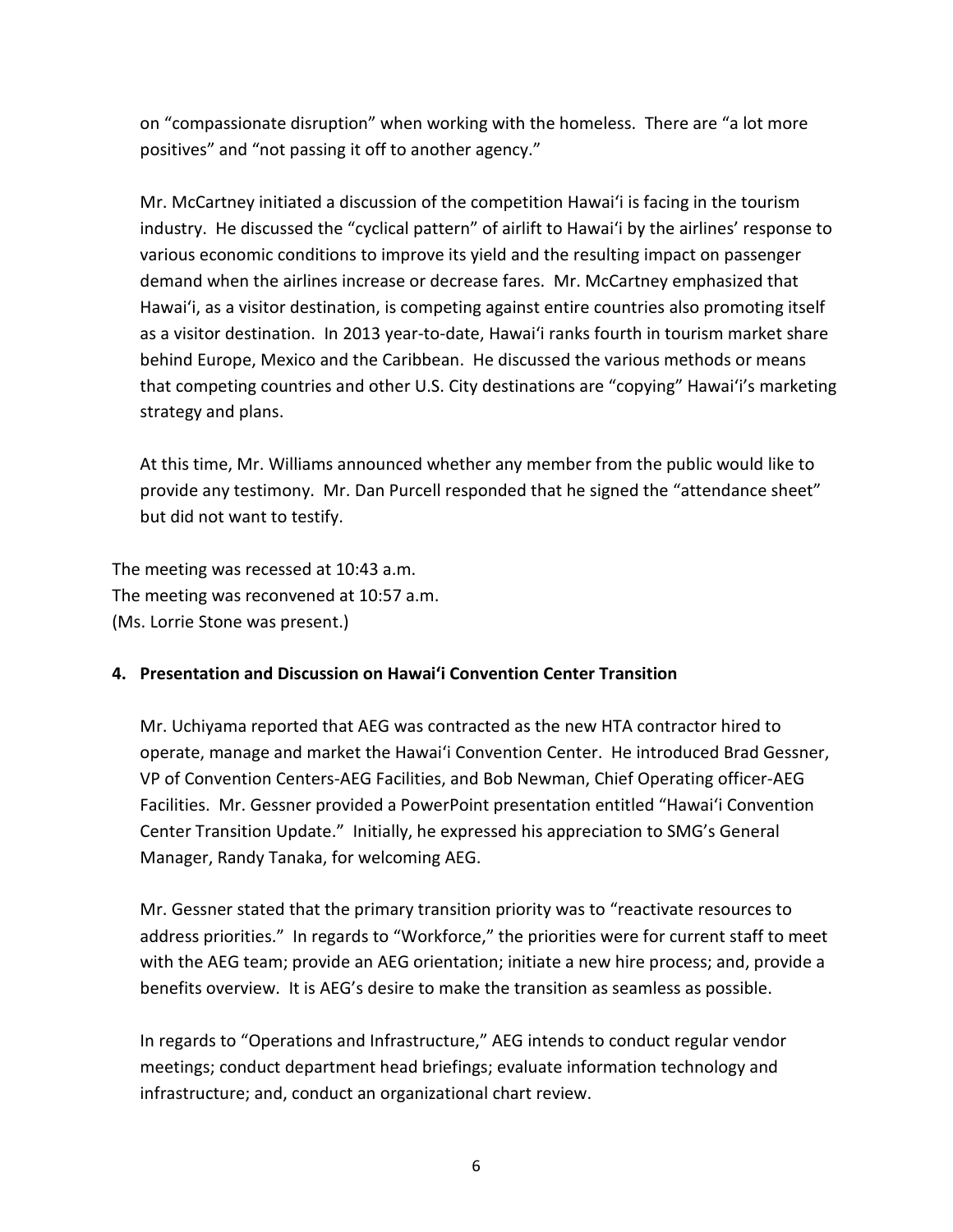on "compassionate disruption" when working with the homeless. There are "a lot more positives" and "not passing it off to another agency."

Mr. McCartney initiated a discussion of the competition Hawai'i is facing in the tourism industry. He discussed the "cyclical pattern" of airlift to Hawai'i by the airlines' response to various economic conditions to improve its yield and the resulting impact on passenger demand when the airlines increase or decrease fares. Mr. McCartney emphasized that Hawai'i, as a visitor destination, is competing against entire countries also promoting itself as a visitor destination. In 2013 year-to-date, Hawai'i ranks fourth in tourism market share behind Europe, Mexico and the Caribbean. He discussed the various methods or means that competing countries and other U.S. City destinations are "copying" Hawai'i's marketing strategy and plans.

At this time, Mr. Williams announced whether any member from the public would like to provide any testimony. Mr. Dan Purcell responded that he signed the "attendance sheet" but did not want to testify.

The meeting was recessed at 10:43 a.m.
The meeting was reconvened at 10:57 a.m.
(Ms. Lorrie Stone was present.)

**4. Presentation and Discussion on Hawai'i Convention Center Transition**

Mr. Uchiyama reported that AEG was contracted as the new HTA contractor hired to operate, manage and market the Hawai'i Convention Center. He introduced Brad Gessner, VP of Convention Centers-AEG Facilities, and Bob Newman, Chief Operating officer-AEG Facilities. Mr. Gessner provided a PowerPoint presentation entitled "Hawai'i Convention Center Transition Update." Initially, he expressed his appreciation to SMG's General Manager, Randy Tanaka, for welcoming AEG.

Mr. Gessner stated that the primary transition priority was to "reactivate resources to address priorities." In regards to "Workforce," the priorities were for current staff to meet with the AEG team; provide an AEG orientation; initiate a new hire process; and, provide a benefits overview. It is AEG's desire to make the transition as seamless as possible.

In regards to "Operations and Infrastructure," AEG intends to conduct regular vendor meetings; conduct department head briefings; evaluate information technology and infrastructure; and, conduct an organizational chart review.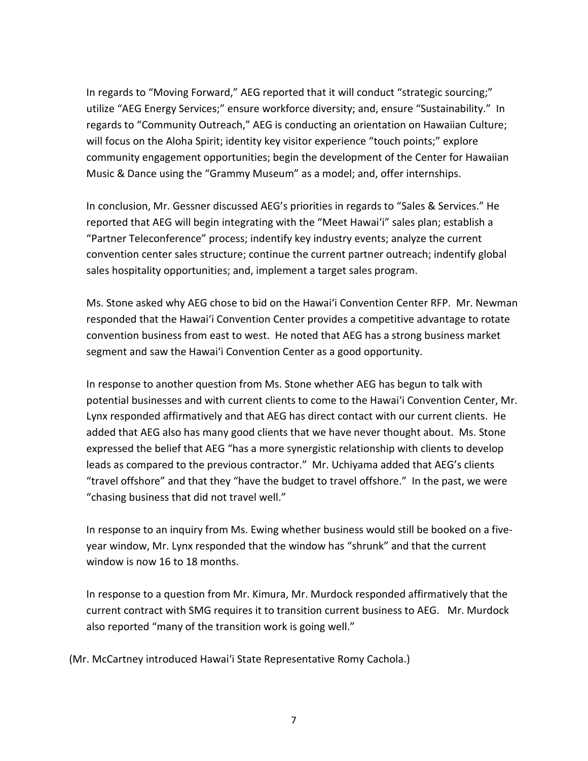In regards to "Moving Forward," AEG reported that it will conduct "strategic sourcing;" utilize "AEG Energy Services;" ensure workforce diversity; and, ensure "Sustainability." In regards to "Community Outreach," AEG is conducting an orientation on Hawaiian Culture; will focus on the Aloha Spirit; identity key visitor experience "touch points;" explore community engagement opportunities; begin the development of the Center for Hawaiian Music & Dance using the "Grammy Museum" as a model; and, offer internships.

In conclusion, Mr. Gessner discussed AEG's priorities in regards to "Sales & Services." He reported that AEG will begin integrating with the "Meet Hawai'i" sales plan; establish a "Partner Teleconference" process; indentify key industry events; analyze the current convention center sales structure; continue the current partner outreach; indentify global sales hospitality opportunities; and, implement a target sales program.

Ms. Stone asked why AEG chose to bid on the Hawai'i Convention Center RFP. Mr. Newman responded that the Hawai'i Convention Center provides a competitive advantage to rotate convention business from east to west. He noted that AEG has a strong business market segment and saw the Hawai'i Convention Center as a good opportunity.

In response to another question from Ms. Stone whether AEG has begun to talk with potential businesses and with current clients to come to the Hawai'i Convention Center, Mr. Lynx responded affirmatively and that AEG has direct contact with our current clients. He added that AEG also has many good clients that we have never thought about. Ms. Stone expressed the belief that AEG "has a more synergistic relationship with clients to develop leads as compared to the previous contractor." Mr. Uchiyama added that AEG's clients "travel offshore" and that they "have the budget to travel offshore." In the past, we were "chasing business that did not travel well."

In response to an inquiry from Ms. Ewing whether business would still be booked on a five-year window, Mr. Lynx responded that the window has "shrunk" and that the current window is now 16 to 18 months.

In response to a question from Mr. Kimura, Mr. Murdock responded affirmatively that the current contract with SMG requires it to transition current business to AEG. Mr. Murdock also reported "many of the transition work is going well."

(Mr. McCartney introduced Hawai'i State Representative Romy Cachola.)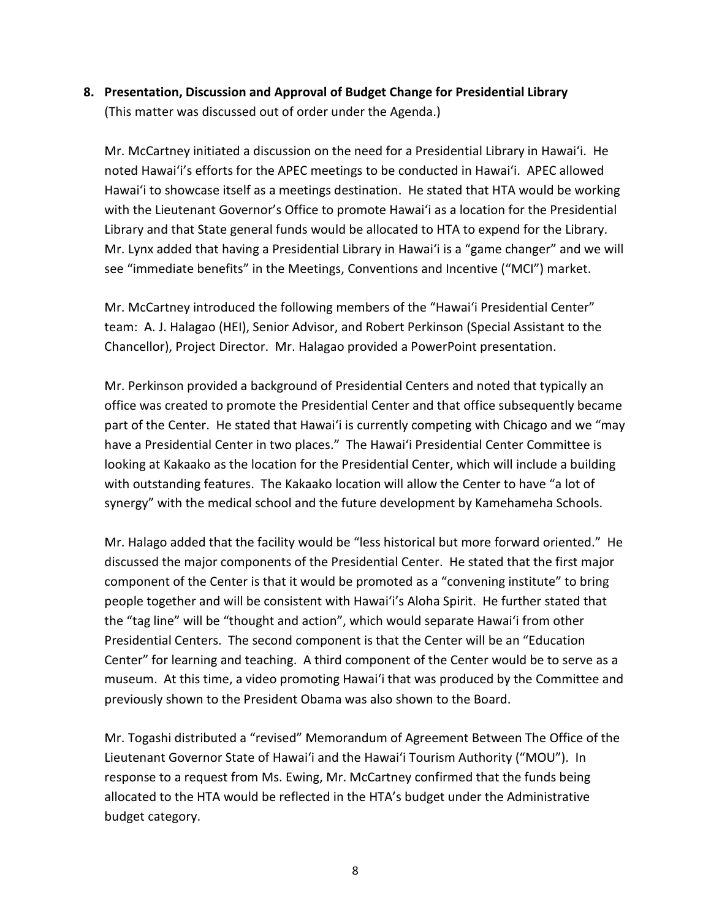**8. Presentation, Discussion and Approval of Budget Change for Presidential Library**
(This matter was discussed out of order under the Agenda.)

Mr. McCartney initiated a discussion on the need for a Presidential Library in Hawai‘i. He noted Hawai‘i's efforts for the APEC meetings to be conducted in Hawai‘i. APEC allowed Hawai‘i to showcase itself as a meetings destination. He stated that HTA would be working with the Lieutenant Governor's Office to promote Hawai‘i as a location for the Presidential Library and that State general funds would be allocated to HTA to expend for the Library. Mr. Lynx added that having a Presidential Library in Hawai‘i is a "game changer" and we will see "immediate benefits" in the Meetings, Conventions and Incentive ("MCI") market.

Mr. McCartney introduced the following members of the "Hawai‘i Presidential Center" team: A. J. Halagao (HEI), Senior Advisor, and Robert Perkinson (Special Assistant to the Chancellor), Project Director. Mr. Halagao provided a PowerPoint presentation.

Mr. Perkinson provided a background of Presidential Centers and noted that typically an office was created to promote the Presidential Center and that office subsequently became part of the Center. He stated that Hawai‘i is currently competing with Chicago and we "may have a Presidential Center in two places." The Hawai‘i Presidential Center Committee is looking at Kakaako as the location for the Presidential Center, which will include a building with outstanding features. The Kakaako location will allow the Center to have "a lot of synergy" with the medical school and the future development by Kamehameha Schools.

Mr. Halago added that the facility would be "less historical but more forward oriented." He discussed the major components of the Presidential Center. He stated that the first major component of the Center is that it would be promoted as a "convening institute" to bring people together and will be consistent with Hawai‘i's Aloha Spirit. He further stated that the "tag line" will be "thought and action", which would separate Hawai‘i from other Presidential Centers. The second component is that the Center will be an "Education Center" for learning and teaching. A third component of the Center would be to serve as a museum. At this time, a video promoting Hawai‘i that was produced by the Committee and previously shown to the President Obama was also shown to the Board.

Mr. Togashi distributed a "revised" Memorandum of Agreement Between The Office of the Lieutenant Governor State of Hawai‘i and the Hawai‘i Tourism Authority ("MOU"). In response to a request from Ms. Ewing, Mr. McCartney confirmed that the funds being allocated to the HTA would be reflected in the HTA's budget under the Administrative budget category.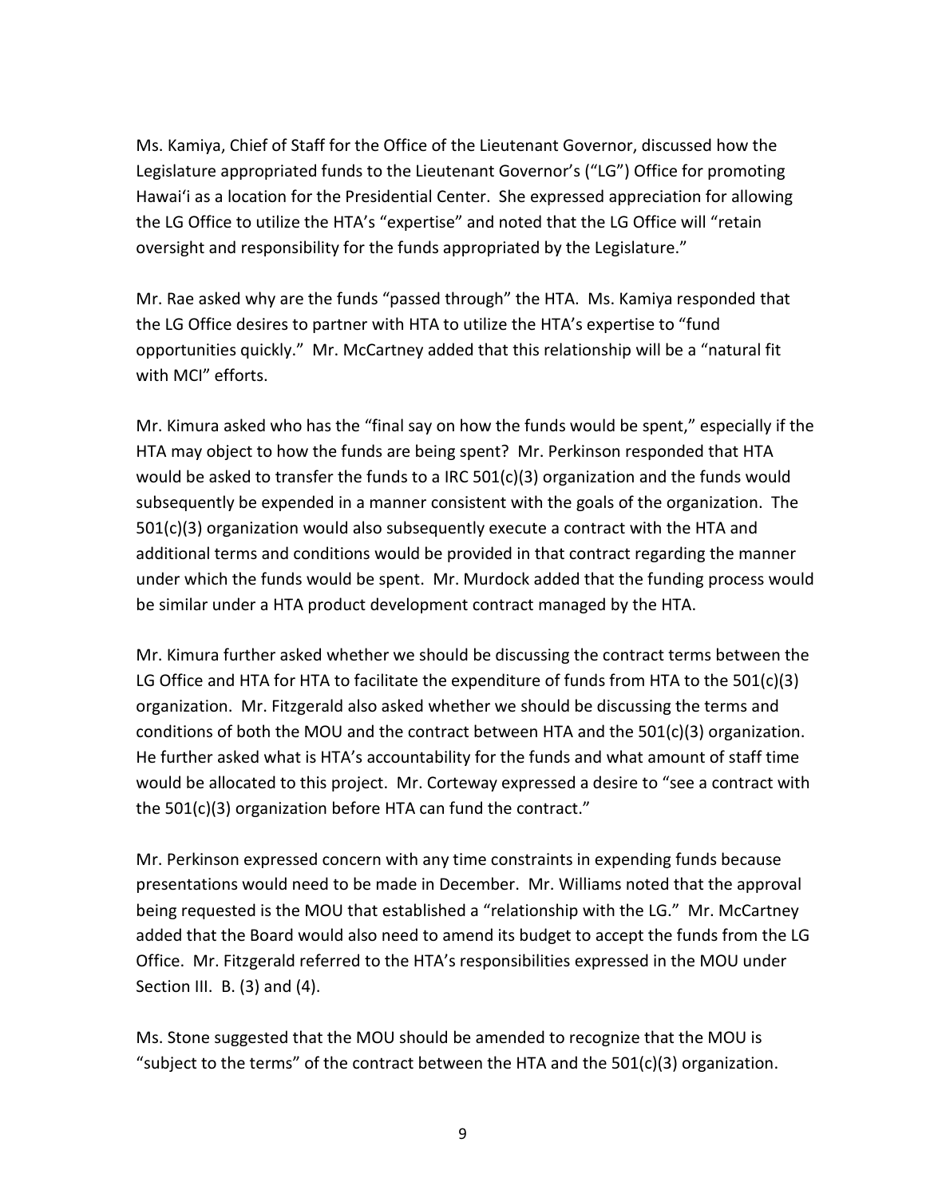Ms. Kamiya, Chief of Staff for the Office of the Lieutenant Governor, discussed how the Legislature appropriated funds to the Lieutenant Governor's ("LG") Office for promoting Hawai'i as a location for the Presidential Center. She expressed appreciation for allowing the LG Office to utilize the HTA's "expertise" and noted that the LG Office will "retain oversight and responsibility for the funds appropriated by the Legislature."

Mr. Rae asked why are the funds "passed through" the HTA. Ms. Kamiya responded that the LG Office desires to partner with HTA to utilize the HTA's expertise to "fund opportunities quickly." Mr. McCartney added that this relationship will be a "natural fit with MCI" efforts.

Mr. Kimura asked who has the "final say on how the funds would be spent," especially if the HTA may object to how the funds are being spent? Mr. Perkinson responded that HTA would be asked to transfer the funds to a IRC 501(c)(3) organization and the funds would subsequently be expended in a manner consistent with the goals of the organization. The 501(c)(3) organization would also subsequently execute a contract with the HTA and additional terms and conditions would be provided in that contract regarding the manner under which the funds would be spent. Mr. Murdock added that the funding process would be similar under a HTA product development contract managed by the HTA.

Mr. Kimura further asked whether we should be discussing the contract terms between the LG Office and HTA for HTA to facilitate the expenditure of funds from HTA to the 501(c)(3) organization. Mr. Fitzgerald also asked whether we should be discussing the terms and conditions of both the MOU and the contract between HTA and the 501(c)(3) organization. He further asked what is HTA's accountability for the funds and what amount of staff time would be allocated to this project. Mr. Corteway expressed a desire to "see a contract with the 501(c)(3) organization before HTA can fund the contract."

Mr. Perkinson expressed concern with any time constraints in expending funds because presentations would need to be made in December. Mr. Williams noted that the approval being requested is the MOU that established a "relationship with the LG." Mr. McCartney added that the Board would also need to amend its budget to accept the funds from the LG Office. Mr. Fitzgerald referred to the HTA's responsibilities expressed in the MOU under Section III. B. (3) and (4).

Ms. Stone suggested that the MOU should be amended to recognize that the MOU is "subject to the terms" of the contract between the HTA and the 501(c)(3) organization.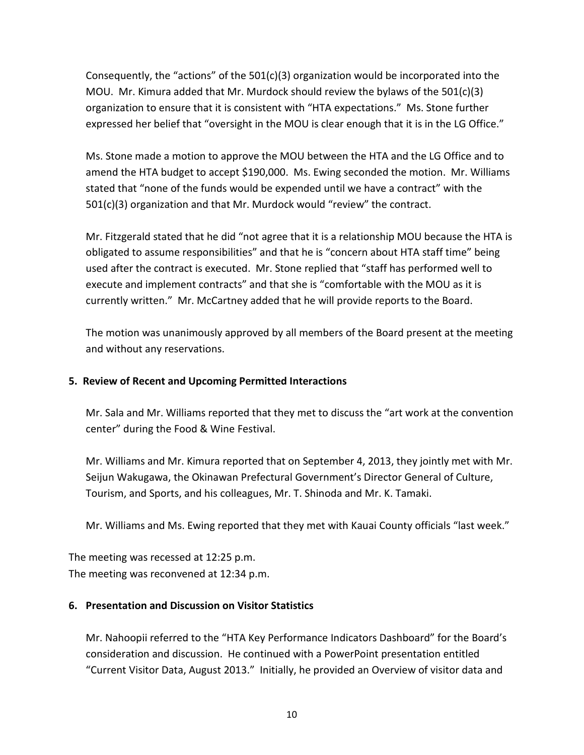Consequently, the "actions" of the 501(c)(3) organization would be incorporated into the MOU. Mr. Kimura added that Mr. Murdock should review the bylaws of the 501(c)(3) organization to ensure that it is consistent with "HTA expectations." Ms. Stone further expressed her belief that "oversight in the MOU is clear enough that it is in the LG Office."

Ms. Stone made a motion to approve the MOU between the HTA and the LG Office and to amend the HTA budget to accept $190,000. Ms. Ewing seconded the motion. Mr. Williams stated that "none of the funds would be expended until we have a contract" with the 501(c)(3) organization and that Mr. Murdock would "review" the contract.

Mr. Fitzgerald stated that he did "not agree that it is a relationship MOU because the HTA is obligated to assume responsibilities" and that he is "concern about HTA staff time" being used after the contract is executed. Mr. Stone replied that "staff has performed well to execute and implement contracts" and that she is "comfortable with the MOU as it is currently written." Mr. McCartney added that he will provide reports to the Board.

The motion was unanimously approved by all members of the Board present at the meeting and without any reservations.

**5. Review of Recent and Upcoming Permitted Interactions**

Mr. Sala and Mr. Williams reported that they met to discuss the "art work at the convention center" during the Food & Wine Festival.

Mr. Williams and Mr. Kimura reported that on September 4, 2013, they jointly met with Mr. Seijun Wakugawa, the Okinawan Prefectural Government's Director General of Culture, Tourism, and Sports, and his colleagues, Mr. T. Shinoda and Mr. K. Tamaki.

Mr. Williams and Ms. Ewing reported that they met with Kauai County officials "last week."

The meeting was recessed at 12:25 p.m.
The meeting was reconvened at 12:34 p.m.

**6. Presentation and Discussion on Visitor Statistics**

Mr. Nahoopii referred to the "HTA Key Performance Indicators Dashboard" for the Board's consideration and discussion. He continued with a PowerPoint presentation entitled "Current Visitor Data, August 2013." Initially, he provided an Overview of visitor data and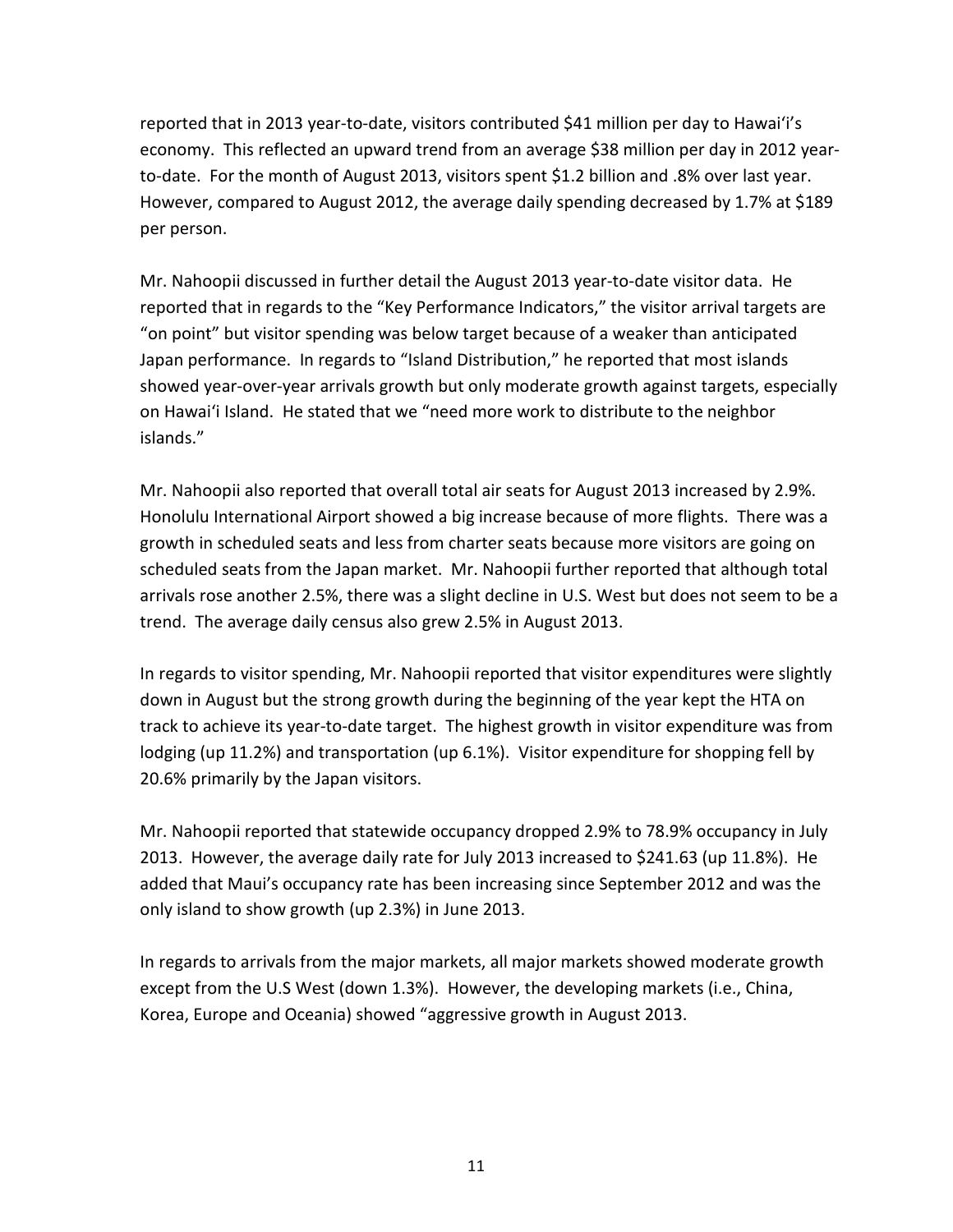reported that in 2013 year-to-date, visitors contributed $41 million per day to Hawai'i's economy. This reflected an upward trend from an average $38 million per day in 2012 year-to-date. For the month of August 2013, visitors spent $1.2 billion and .8% over last year. However, compared to August 2012, the average daily spending decreased by 1.7% at $189 per person.

Mr. Nahoopii discussed in further detail the August 2013 year-to-date visitor data. He reported that in regards to the "Key Performance Indicators," the visitor arrival targets are "on point" but visitor spending was below target because of a weaker than anticipated Japan performance. In regards to "Island Distribution," he reported that most islands showed year-over-year arrivals growth but only moderate growth against targets, especially on Hawai'i Island. He stated that we "need more work to distribute to the neighbor islands."

Mr. Nahoopii also reported that overall total air seats for August 2013 increased by 2.9%. Honolulu International Airport showed a big increase because of more flights. There was a growth in scheduled seats and less from charter seats because more visitors are going on scheduled seats from the Japan market. Mr. Nahoopii further reported that although total arrivals rose another 2.5%, there was a slight decline in U.S. West but does not seem to be a trend. The average daily census also grew 2.5% in August 2013.

In regards to visitor spending, Mr. Nahoopii reported that visitor expenditures were slightly down in August but the strong growth during the beginning of the year kept the HTA on track to achieve its year-to-date target. The highest growth in visitor expenditure was from lodging (up 11.2%) and transportation (up 6.1%). Visitor expenditure for shopping fell by 20.6% primarily by the Japan visitors.

Mr. Nahoopii reported that statewide occupancy dropped 2.9% to 78.9% occupancy in July 2013. However, the average daily rate for July 2013 increased to $241.63 (up 11.8%). He added that Maui's occupancy rate has been increasing since September 2012 and was the only island to show growth (up 2.3%) in June 2013.

In regards to arrivals from the major markets, all major markets showed moderate growth except from the U.S West (down 1.3%). However, the developing markets (i.e., China, Korea, Europe and Oceania) showed "aggressive growth in August 2013.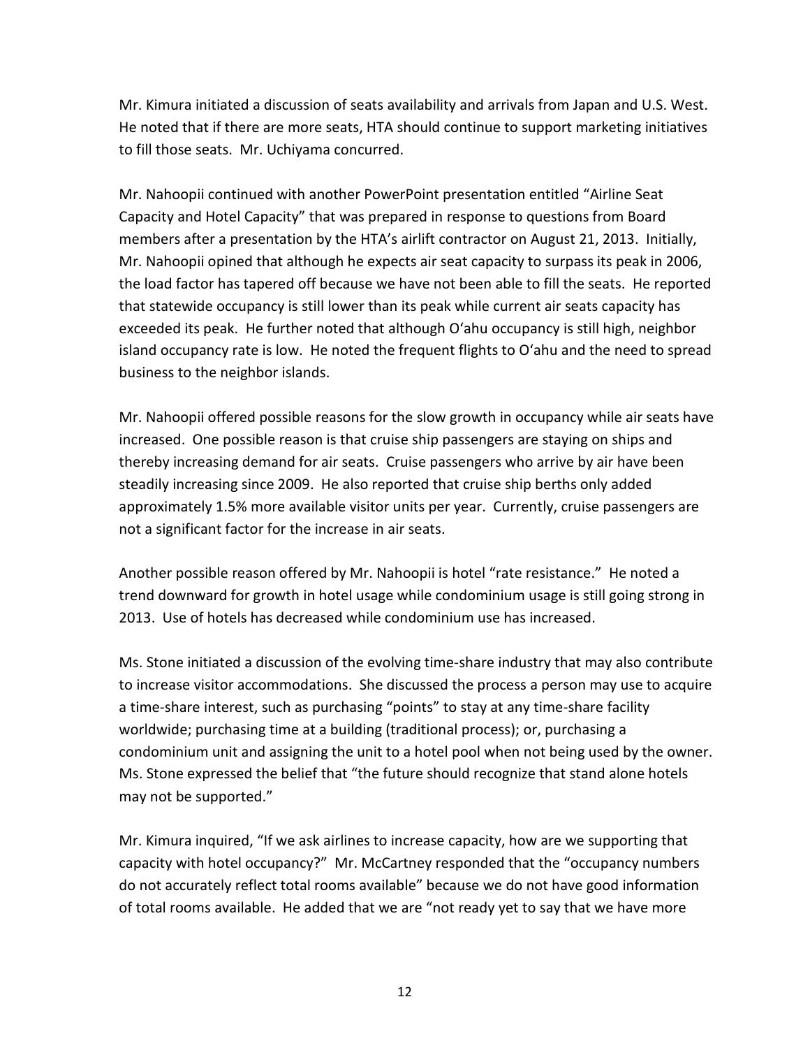Mr. Kimura initiated a discussion of seats availability and arrivals from Japan and U.S. West. He noted that if there are more seats, HTA should continue to support marketing initiatives to fill those seats. Mr. Uchiyama concurred.

Mr. Nahoopii continued with another PowerPoint presentation entitled "Airline Seat Capacity and Hotel Capacity" that was prepared in response to questions from Board members after a presentation by the HTA's airlift contractor on August 21, 2013. Initially, Mr. Nahoopii opined that although he expects air seat capacity to surpass its peak in 2006, the load factor has tapered off because we have not been able to fill the seats. He reported that statewide occupancy is still lower than its peak while current air seats capacity has exceeded its peak. He further noted that although O'ahu occupancy is still high, neighbor island occupancy rate is low. He noted the frequent flights to O'ahu and the need to spread business to the neighbor islands.

Mr. Nahoopii offered possible reasons for the slow growth in occupancy while air seats have increased. One possible reason is that cruise ship passengers are staying on ships and thereby increasing demand for air seats. Cruise passengers who arrive by air have been steadily increasing since 2009. He also reported that cruise ship berths only added approximately 1.5% more available visitor units per year. Currently, cruise passengers are not a significant factor for the increase in air seats.

Another possible reason offered by Mr. Nahoopii is hotel "rate resistance." He noted a trend downward for growth in hotel usage while condominium usage is still going strong in 2013. Use of hotels has decreased while condominium use has increased.

Ms. Stone initiated a discussion of the evolving time-share industry that may also contribute to increase visitor accommodations. She discussed the process a person may use to acquire a time-share interest, such as purchasing "points" to stay at any time-share facility worldwide; purchasing time at a building (traditional process); or, purchasing a condominium unit and assigning the unit to a hotel pool when not being used by the owner. Ms. Stone expressed the belief that "the future should recognize that stand alone hotels may not be supported."

Mr. Kimura inquired, "If we ask airlines to increase capacity, how are we supporting that capacity with hotel occupancy?" Mr. McCartney responded that the "occupancy numbers do not accurately reflect total rooms available" because we do not have good information of total rooms available. He added that we are "not ready yet to say that we have more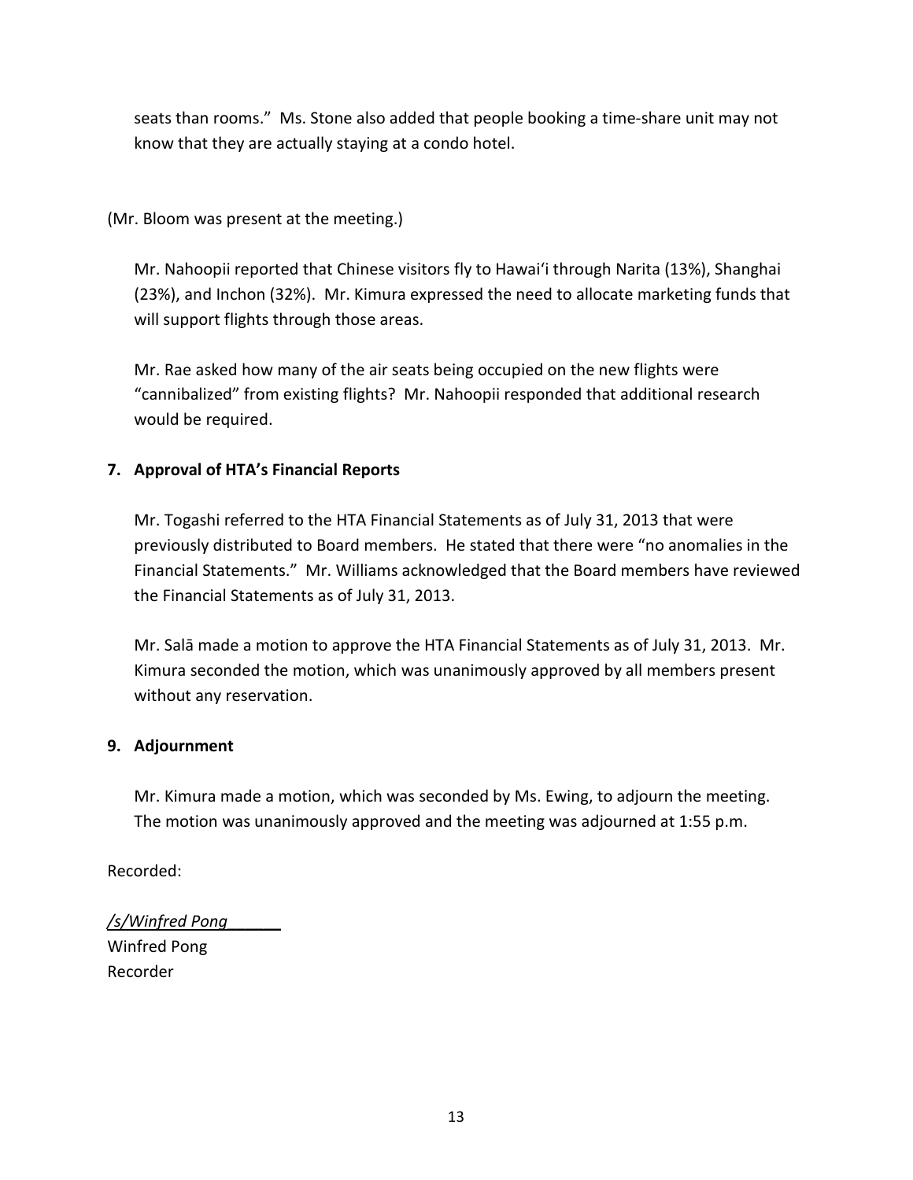seats than rooms." Ms. Stone also added that people booking a time-share unit may not know that they are actually staying at a condo hotel.

(Mr. Bloom was present at the meeting.)

Mr. Nahoopii reported that Chinese visitors fly to Hawaiʻi through Narita (13%), Shanghai (23%), and Inchon (32%). Mr. Kimura expressed the need to allocate marketing funds that will support flights through those areas.

Mr. Rae asked how many of the air seats being occupied on the new flights were "cannibalized" from existing flights? Mr. Nahoopii responded that additional research would be required.

**7. Approval of HTA's Financial Reports**

Mr. Togashi referred to the HTA Financial Statements as of July 31, 2013 that were previously distributed to Board members. He stated that there were "no anomalies in the Financial Statements." Mr. Williams acknowledged that the Board members have reviewed the Financial Statements as of July 31, 2013.

Mr. Salā made a motion to approve the HTA Financial Statements as of July 31, 2013. Mr. Kimura seconded the motion, which was unanimously approved by all members present without any reservation.

**9. Adjournment**

Mr. Kimura made a motion, which was seconded by Ms. Ewing, to adjourn the meeting. The motion was unanimously approved and the meeting was adjourned at 1:55 p.m.

Recorded:

*/s/Winfred Pong*
Winfred Pong
Recorder